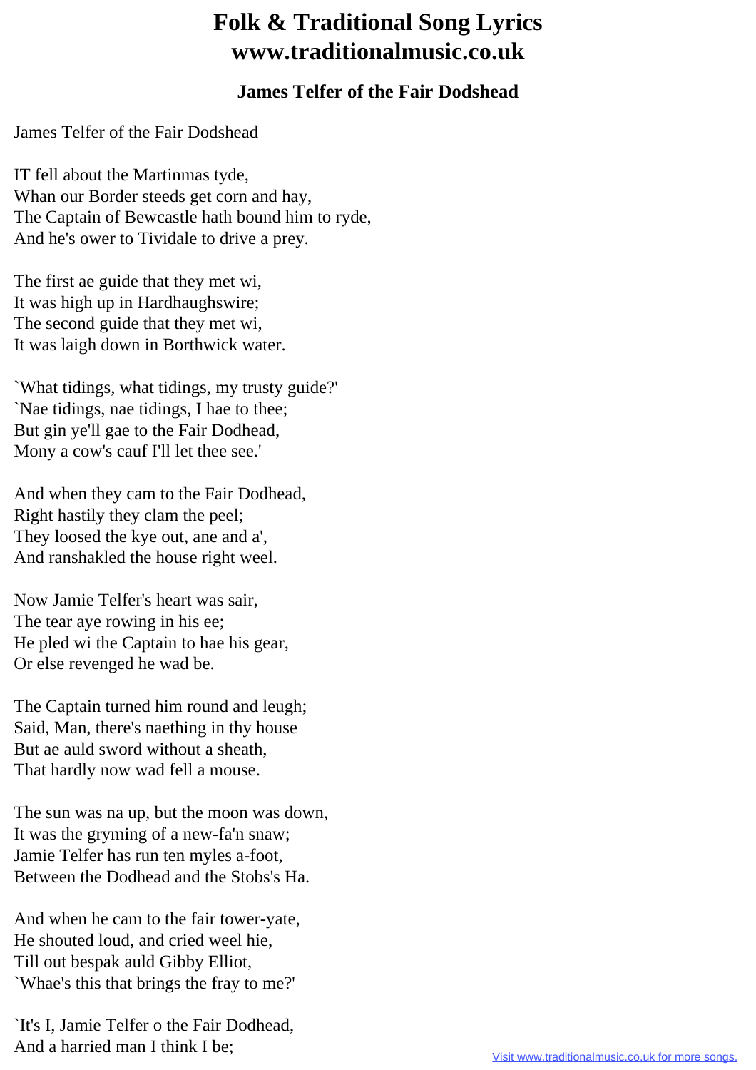# Folk & Traditional Song Lyrics
# www.traditionalmusic.co.uk

### James Telfer of the Fair Dodshead

James Telfer of the Fair Dodshead

IT fell about the Martinmas tyde,
Whan our Border steeds get corn and hay,
The Captain of Bewcastle hath bound him to ryde,
And he's ower to Tividale to drive a prey.

The first ae guide that they met wi,
It was high up in Hardhaughswire;
The second guide that they met wi,
It was laigh down in Borthwick water.

`What tidings, what tidings, my trusty guide?'
`Nae tidings, nae tidings, I hae to thee;
But gin ye'll gae to the Fair Dodhead,
Mony a cow's cauf I'll let thee see.'

And when they cam to the Fair Dodhead,
Right hastily they clam the peel;
They loosed the kye out, ane and a',
And ranshakled the house right weel.

Now Jamie Telfer's heart was sair,
The tear aye rowing in his ee;
He pled wi the Captain to hae his gear,
Or else revenged he wad be.

The Captain turned him round and leugh;
Said, Man, there's naething in thy house
But ae auld sword without a sheath,
That hardly now wad fell a mouse.

The sun was na up, but the moon was down,
It was the gryming of a new-fa'n snaw;
Jamie Telfer has run ten myles a-foot,
Between the Dodhead and the Stobs's Ha.

And when he cam to the fair tower-yate,
He shouted loud, and cried weel hie,
Till out bespak auld Gibby Elliot,
`Whae's this that brings the fray to me?'

`It's I, Jamie Telfer o the Fair Dodhead,
And a harried man I think I be;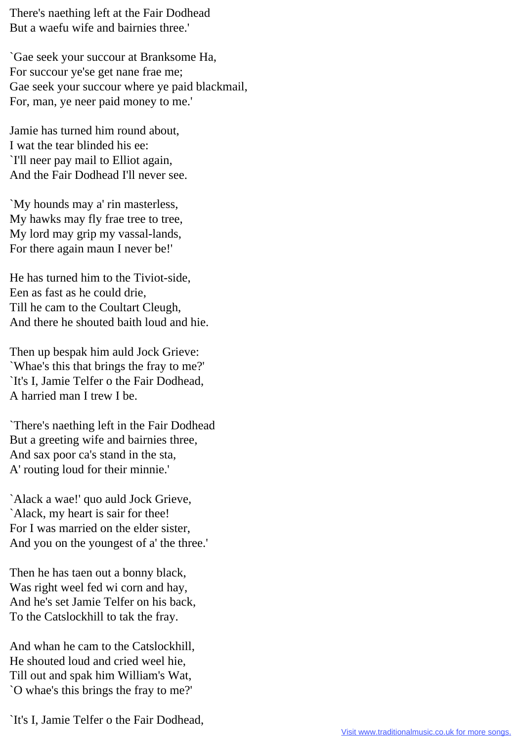There's naething left at the Fair Dodhead
But a waefu wife and bairnies three.'

`Gae seek your succour at Branksome Ha,
For succour ye'se get nane frae me;
Gae seek your succour where ye paid blackmail,
For, man, ye neer paid money to me.'

Jamie has turned him round about,
I wat the tear blinded his ee:
`I'll neer pay mail to Elliot again,
And the Fair Dodhead I'll never see.

`My hounds may a' rin masterless,
My hawks may fly frae tree to tree,
My lord may grip my vassal-lands,
For there again maun I never be!'

He has turned him to the Tiviot-side,
Een as fast as he could drie,
Till he cam to the Coultart Cleugh,
And there he shouted baith loud and hie.

Then up bespak him auld Jock Grieve:
`Whae's this that brings the fray to me?'
`It's I, Jamie Telfer o the Fair Dodhead,
A harried man I trew I be.

`There's naething left in the Fair Dodhead
But a greeting wife and bairnies three,
And sax poor ca's stand in the sta,
A' routing loud for their minnie.'

`Alack a wae!' quo auld Jock Grieve,
`Alack, my heart is sair for thee!
For I was married on the elder sister,
And you on the youngest of a' the three.'

Then he has taen out a bonny black,
Was right weel fed wi corn and hay,
And he's set Jamie Telfer on his back,
To the Catslockhill to tak the fray.

And whan he cam to the Catslockhill,
He shouted loud and cried weel hie,
Till out and spak him William's Wat,
`O whae's this brings the fray to me?'

`It's I, Jamie Telfer o the Fair Dodhead,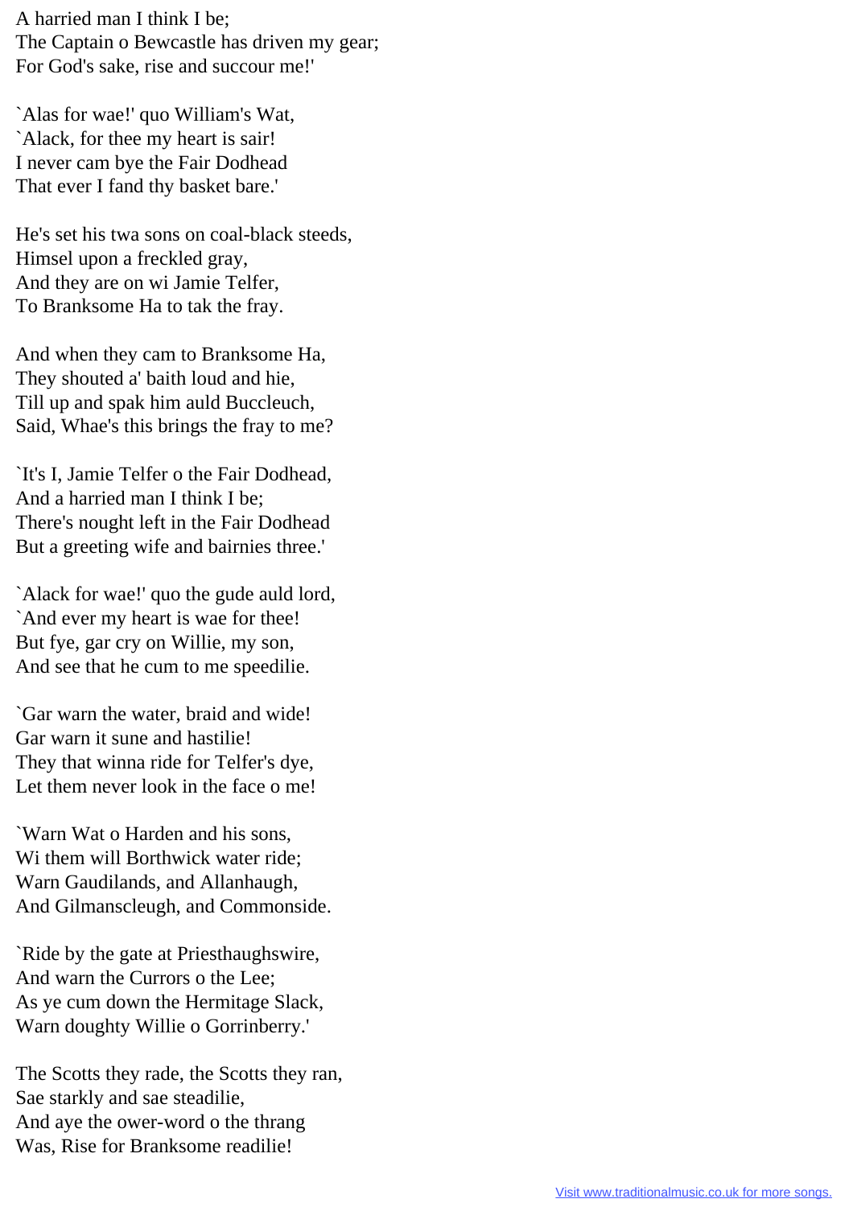A harried man I think I be;
The Captain o Bewcastle has driven my gear;
For God's sake, rise and succour me!'

`Alas for wae!' quo William's Wat,
`Alack, for thee my heart is sair!
I never cam bye the Fair Dodhead
That ever I fand thy basket bare.'

He's set his twa sons on coal-black steeds,
Himsel upon a freckled gray,
And they are on wi Jamie Telfer,
To Branksome Ha to tak the fray.

And when they cam to Branksome Ha,
They shouted a' baith loud and hie,
Till up and spak him auld Buccleuch,
Said, Whae's this brings the fray to me?

`It's I, Jamie Telfer o the Fair Dodhead,
And a harried man I think I be;
There's nought left in the Fair Dodhead
But a greeting wife and bairnies three.'

`Alack for wae!' quo the gude auld lord,
`And ever my heart is wae for thee!
But fye, gar cry on Willie, my son,
And see that he cum to me speedilie.

`Gar warn the water, braid and wide!
Gar warn it sune and hastilie!
They that winna ride for Telfer's dye,
Let them never look in the face o me!

`Warn Wat o Harden and his sons,
Wi them will Borthwick water ride;
Warn Gaudilands, and Allanhaugh,
And Gilmanscleugh, and Commonside.

`Ride by the gate at Priesthaughswire,
And warn the Currors o the Lee;
As ye cum down the Hermitage Slack,
Warn doughty Willie o Gorrinberry.'

The Scotts they rade, the Scotts they ran,
Sae starkly and sae steadilie,
And aye the ower-word o the thrang
Was, Rise for Branksome readilie!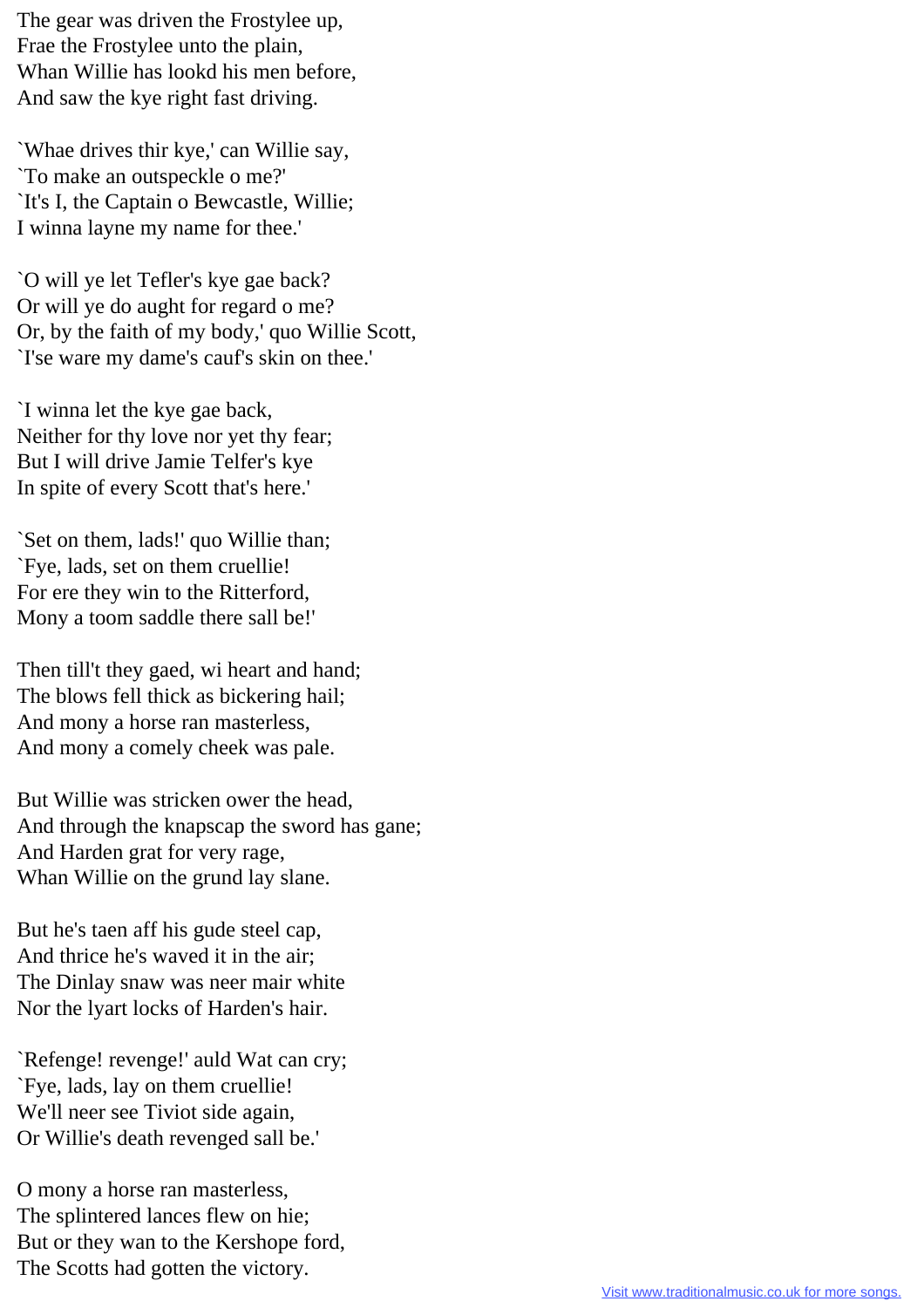The gear was driven the Frostylee up,
Frae the Frostylee unto the plain,
Whan Willie has lookd his men before,
And saw the kye right fast driving.

`Whae drives thir kye,' can Willie say,
`To make an outspeckle o me?'
`It's I, the Captain o Bewcastle, Willie;
I winna layne my name for thee.'

`O will ye let Tefler's kye gae back?
Or will ye do aught for regard o me?
Or, by the faith of my body,' quo Willie Scott,
`I'se ware my dame's cauf's skin on thee.'

`I winna let the kye gae back,
Neither for thy love nor yet thy fear;
But I will drive Jamie Telfer's kye
In spite of every Scott that's here.'

`Set on them, lads!' quo Willie than;
`Fye, lads, set on them cruellie!
For ere they win to the Ritterford,
Mony a toom saddle there sall be!'

Then till't they gaed, wi heart and hand;
The blows fell thick as bickering hail;
And mony a horse ran masterless,
And mony a comely cheek was pale.

But Willie was stricken ower the head,
And through the knapscap the sword has gane;
And Harden grat for very rage,
Whan Willie on the grund lay slane.

But he's taen aff his gude steel cap,
And thrice he's waved it in the air;
The Dinlay snaw was neer mair white
Nor the lyart locks of Harden's hair.

`Refenge! revenge!' auld Wat can cry;
`Fye, lads, lay on them cruellie!
We'll neer see Tiviot side again,
Or Willie's death revenged sall be.'

O mony a horse ran masterless,
The splintered lances flew on hie;
But or they wan to the Kershope ford,
The Scotts had gotten the victory.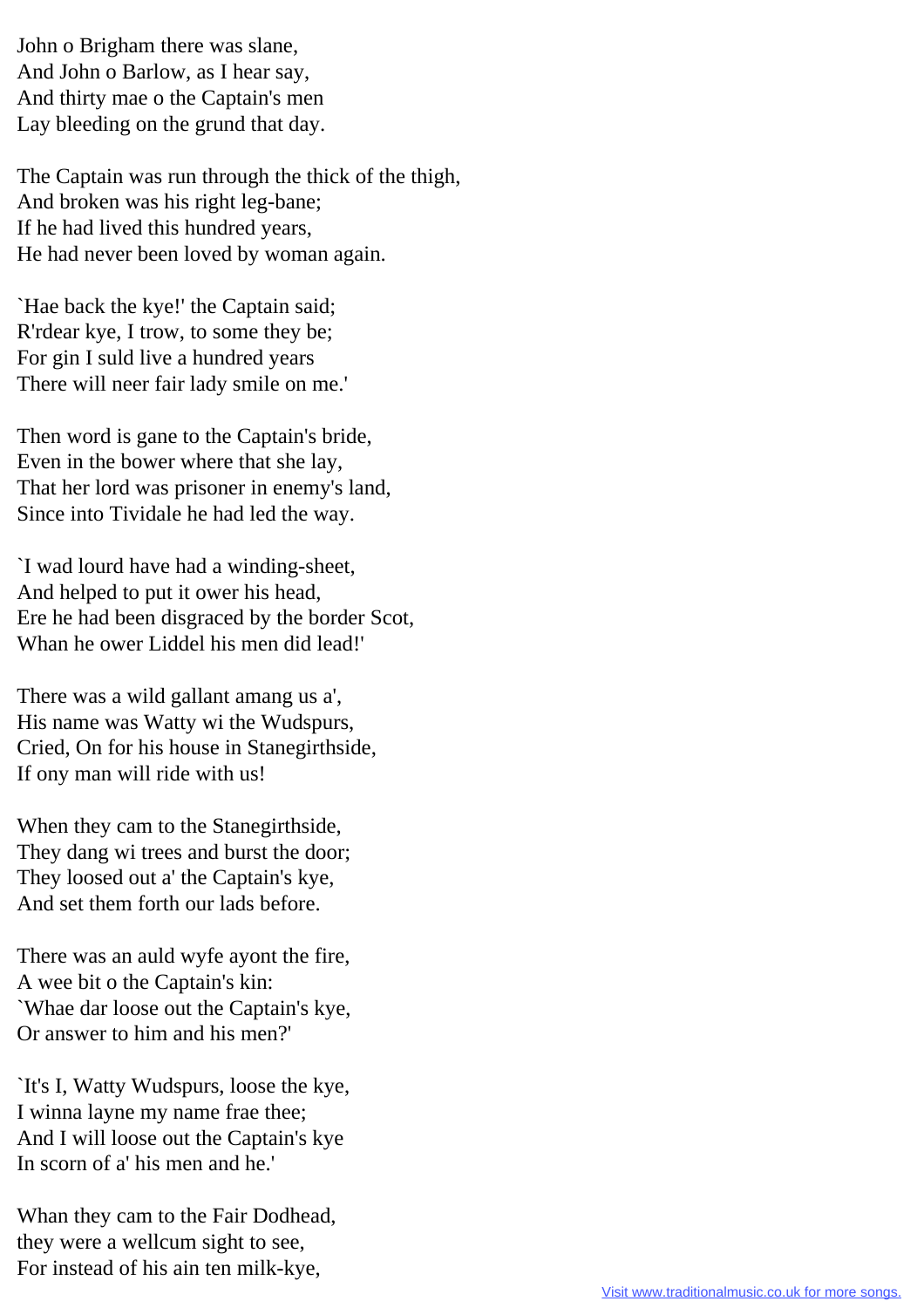John o Brigham there was slane,
And John o Barlow, as I hear say,
And thirty mae o the Captain's men
Lay bleeding on the grund that day.

The Captain was run through the thick of the thigh,
And broken was his right leg-bane;
If he had lived this hundred years,
He had never been loved by woman again.

`Hae back the kye!' the Captain said;
R'rdear kye, I trow, to some they be;
For gin I suld live a hundred years
There will neer fair lady smile on me.'

Then word is gane to the Captain's bride,
Even in the bower where that she lay,
That her lord was prisoner in enemy's land,
Since into Tividale he had led the way.

`I wad lourd have had a winding-sheet,
And helped to put it ower his head,
Ere he had been disgraced by the border Scot,
Whan he ower Liddel his men did lead!'

There was a wild gallant amang us a',
His name was Watty wi the Wudspurs,
Cried, On for his house in Stanegirthside,
If ony man will ride with us!

When they cam to the Stanegirthside,
They dang wi trees and burst the door;
They loosed out a' the Captain's kye,
And set them forth our lads before.

There was an auld wyfe ayont the fire,
A wee bit o the Captain's kin:
`Whae dar loose out the Captain's kye,
Or answer to him and his men?'

`It's I, Watty Wudspurs, loose the kye,
I winna layne my name frae thee;
And I will loose out the Captain's kye
In scorn of a' his men and he.'

Whan they cam to the Fair Dodhead,
they were a wellcum sight to see,
For instead of his ain ten milk-kye,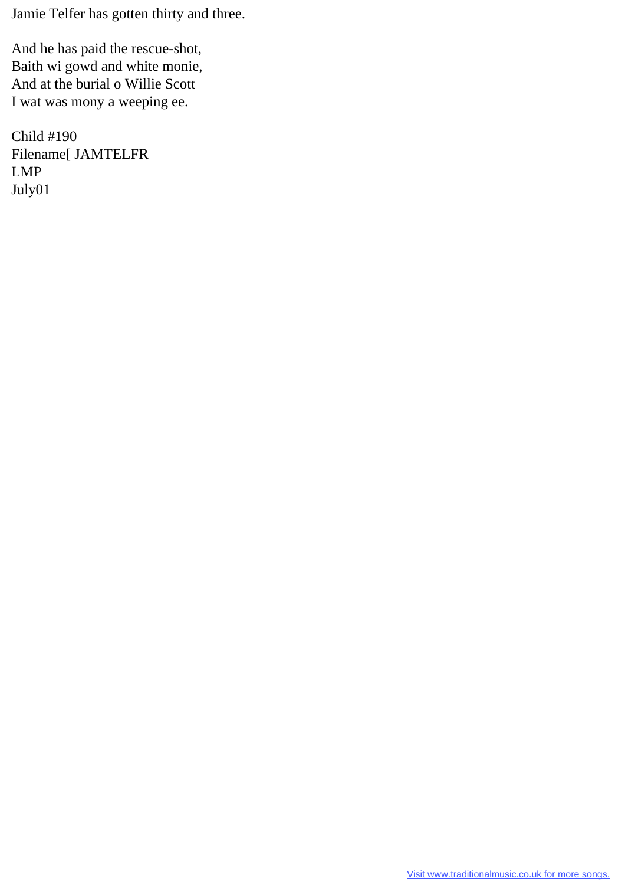Jamie Telfer has gotten thirty and three.

And he has paid the rescue-shot,
Baith wi gowd and white monie,
And at the burial o Willie Scott
I wat was mony a weeping ee.

Child #190
Filename[ JAMTELFR
LMP
July01